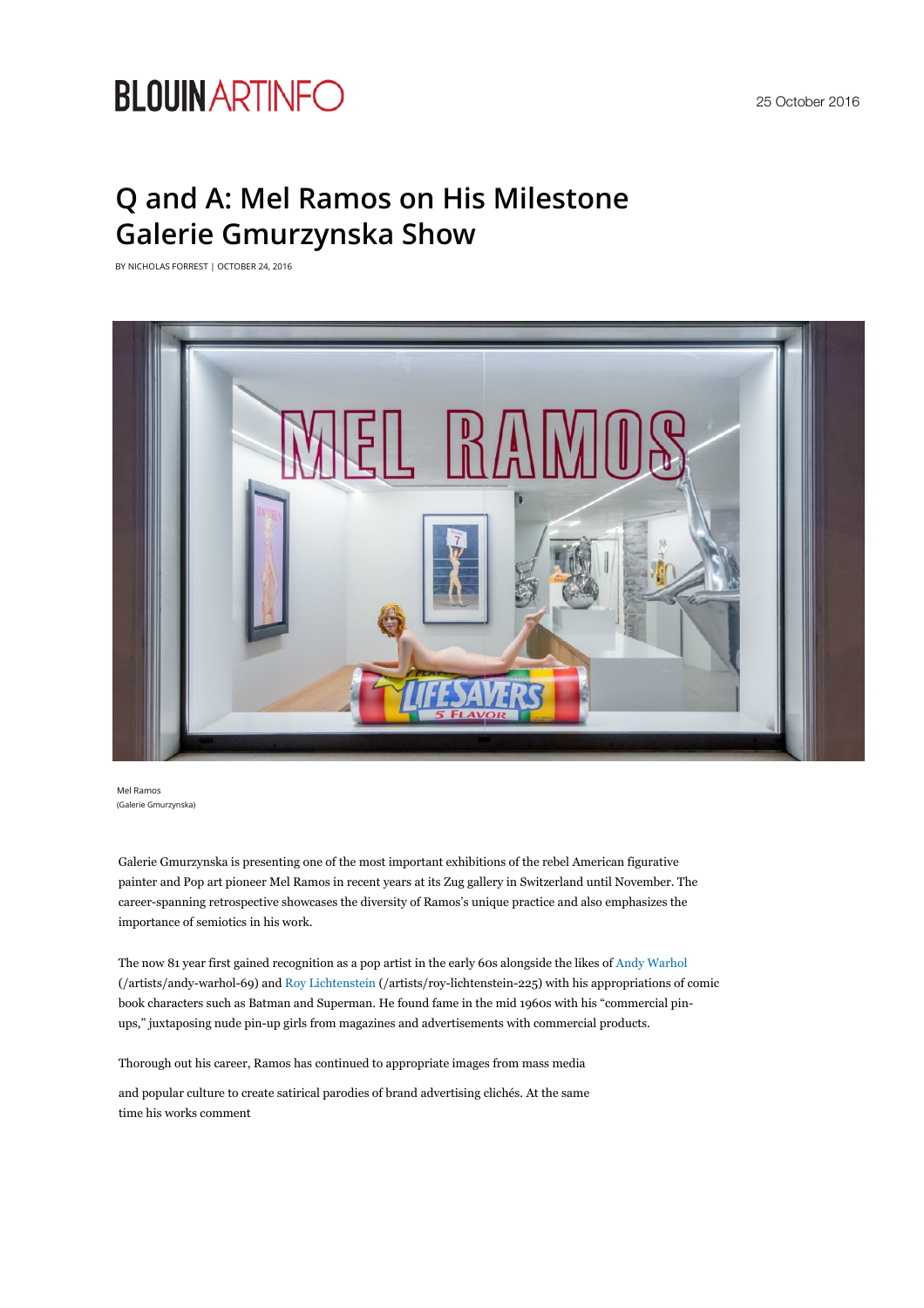BLOUINARTINFO

25 October 2016

# Q and A: Mel Ramos on His Milestone Galerie Gmurzynska Show

BY NICHOLAS FORREST | OCTOBER 24, 2016

Mel Ramos
(Galerie Gmurzynska)

Galerie Gmurzynska is presenting one of the most important exhibitions of the rebel American figurative painter and Pop art pioneer Mel Ramos in recent years at its Zug gallery in Switzerland until November. The career-spanning retrospective showcases the diversity of Ramos's unique practice and also emphasizes the importance of semiotics in his work.

The now 81 year first gained recognition as a pop artist in the early 60s alongside the likes of Andy Warhol (/artists/andy-warhol-69) and Roy Lichtenstein (/artists/roy-lichtenstein-225) with his appropriations of comic book characters such as Batman and Superman. He found fame in the mid 1960s with his "commercial pin-ups," juxtaposing nude pin-up girls from magazines and advertisements with commercial products.

Thorough out his career, Ramos has continued to appropriate images from mass media

and popular culture to create satirical parodies of brand advertising clichés. At the same time his works comment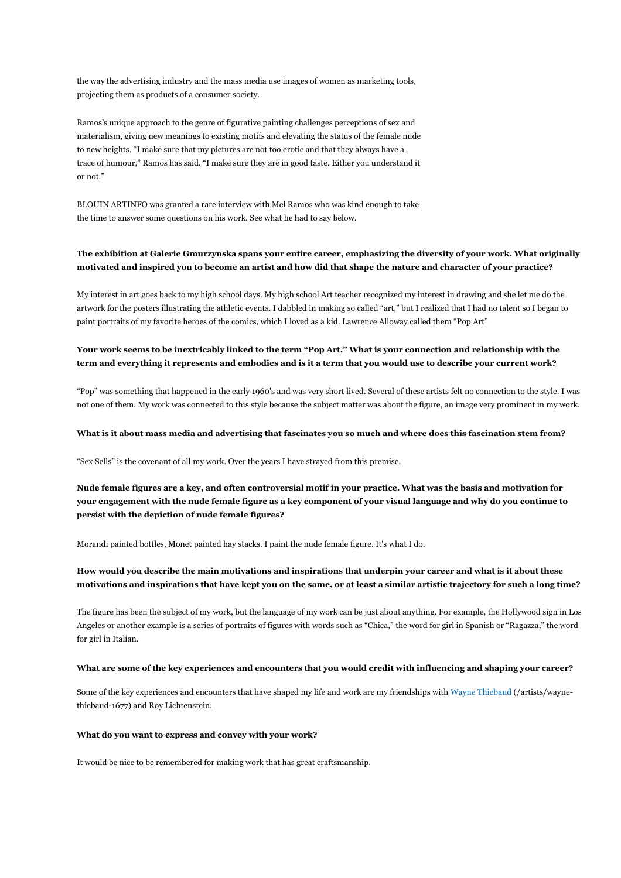the way the advertising industry and the mass media use images of women as marketing tools, projecting them as products of a consumer society.

Ramos's unique approach to the genre of figurative painting challenges perceptions of sex and materialism, giving new meanings to existing motifs and elevating the status of the female nude to new heights. "I make sure that my pictures are not too erotic and that they always have a trace of humour," Ramos has said. "I make sure they are in good taste. Either you understand it or not."

BLOUIN ARTINFO was granted a rare interview with Mel Ramos who was kind enough to take the time to answer some questions on his work. See what he had to say below.

**The exhibition at Galerie Gmurzynska spans your entire career, emphasizing the diversity of your work. What originally motivated and inspired you to become an artist and how did that shape the nature and character of your practice?**

My interest in art goes back to my high school days. My high school Art teacher recognized my interest in drawing and she let me do the artwork for the posters illustrating the athletic events. I dabbled in making so called "art," but I realized that I had no talent so I began to paint portraits of my favorite heroes of the comics, which I loved as a kid. Lawrence Alloway called them "Pop Art"

**Your work seems to be inextricably linked to the term "Pop Art." What is your connection and relationship with the term and everything it represents and embodies and is it a term that you would use to describe your current work?**

"Pop" was something that happened in the early 1960's and was very short lived. Several of these artists felt no connection to the style. I was not one of them. My work was connected to this style because the subject matter was about the figure, an image very prominent in my work.

**What is it about mass media and advertising that fascinates you so much and where does this fascination stem from?**

"Sex Sells" is the covenant of all my work. Over the years I have strayed from this premise.

**Nude female figures are a key, and often controversial motif in your practice. What was the basis and motivation for your engagement with the nude female figure as a key component of your visual language and why do you continue to persist with the depiction of nude female figures?**

Morandi painted bottles, Monet painted hay stacks. I paint the nude female figure. It's what I do.

**How would you describe the main motivations and inspirations that underpin your career and what is it about these motivations and inspirations that have kept you on the same, or at least a similar artistic trajectory for such a long time?**

The figure has been the subject of my work, but the language of my work can be just about anything. For example, the Hollywood sign in Los Angeles or another example is a series of portraits of figures with words such as "Chica," the word for girl in Spanish or "Ragazza," the word for girl in Italian.

**What are some of the key experiences and encounters that you would credit with influencing and shaping your career?**

Some of the key experiences and encounters that have shaped my life and work are my friendships with Wayne Thiebaud (/artists/wayne-thiebaud-1677) and Roy Lichtenstein.

**What do you want to express and convey with your work?**

It would be nice to be remembered for making work that has great craftsmanship.